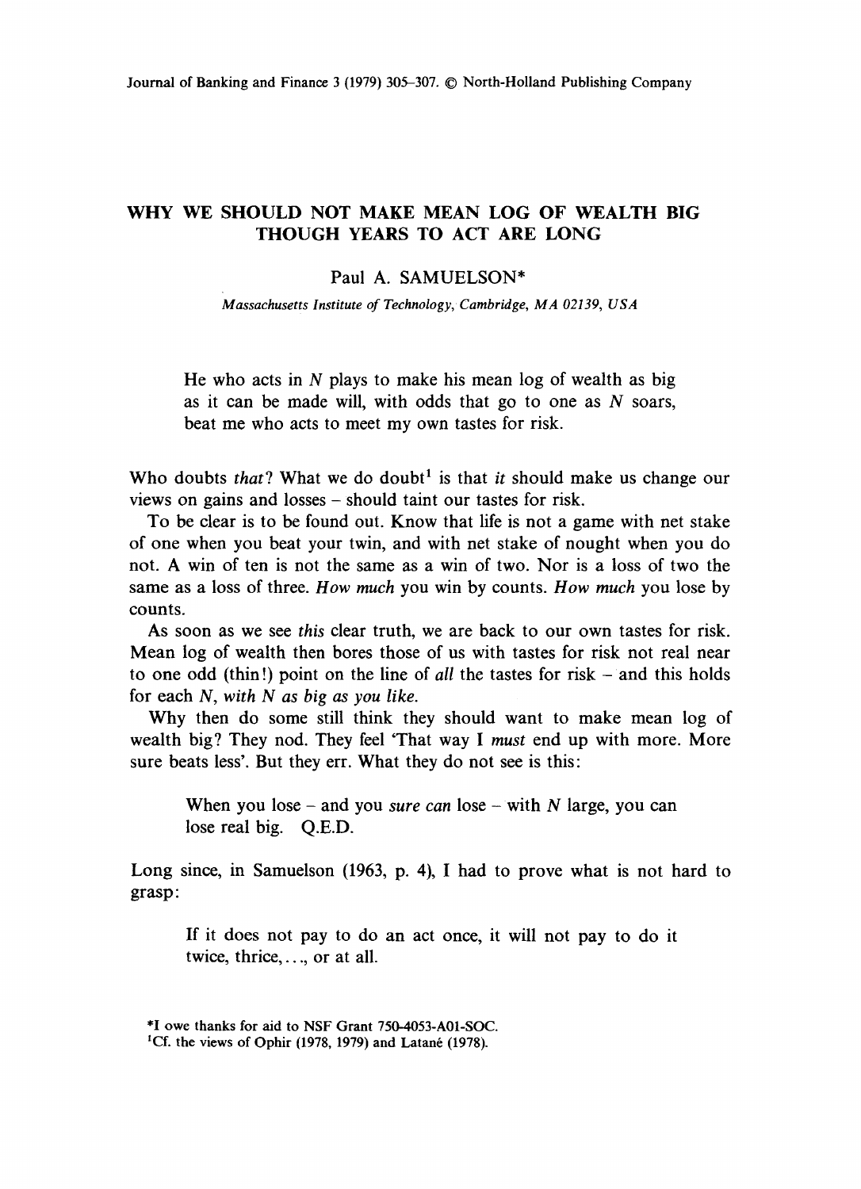# WHY WE SHOULD NOT MAKE MEAN LOG OF WEALTH BIG THOUGH YEARS TO ACT ARE LONG

Paul A. SAMUELSON*

*Massachusetts Institute of Technology, Cambridge, MA 02139, USA*

> He who acts in $N$ plays to make his mean log of wealth as big as it can be made will, with odds that go to one as $N$ soars, beat me who acts to meet my own tastes for risk.

Who doubts *that*? What we do doubt[1] is that *it* should make us change our views on gains and losses – should taint our tastes for risk.

To be clear is to be found out. Know that life is not a game with net stake of one when you beat your twin, and with net stake of nought when you do not. A win of ten is not the same as a win of two. Nor is a loss of two the same as a loss of three. *How much* you win by counts. *How much* you lose by counts.

As soon as we see *this* clear truth, we are back to our own tastes for risk. Mean log of wealth then bores those of us with tastes for risk not real near to one odd (thin!) point on the line of *all* the tastes for risk – and this holds for each $N$, *with $N$ as big as you like.*

Why then do some still think they should want to make mean log of wealth big? They nod. They feel 'That way I *must* end up with more. More sure beats less'. But they err. What they do not see is this:

> When you lose – and you *sure can* lose – with $N$ large, you can lose real big. Q.E.D.

Long since, in Samuelson (1963, p. 4), I had to prove what is not hard to grasp:

> If it does not pay to do an act once, it will not pay to do it twice, thrice, ..., or at all.

*I owe thanks for aid to NSF Grant 750-4053-A01-SOC.

[1] Cf. the views of Ophir (1978, 1979) and Latané (1978).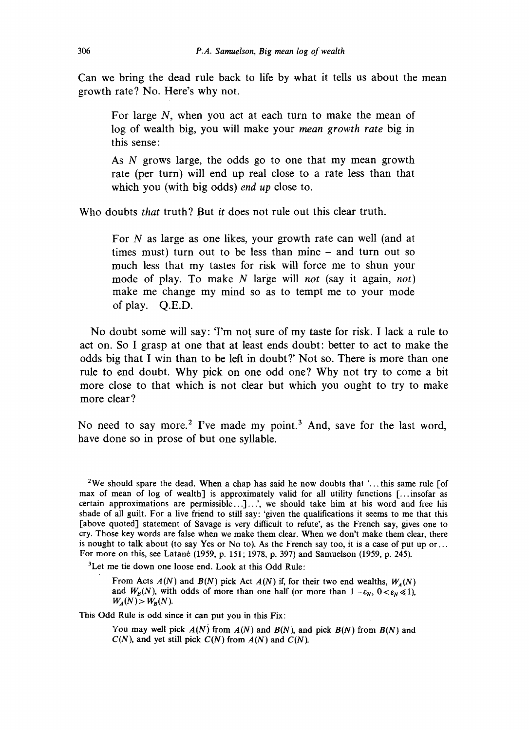Can we bring the dead rule back to life by what it tells us about the mean growth rate? No. Here's why not.

> For large $N$, when you act at each turn to make the mean of log of wealth big, you will make your *mean growth rate* big in this sense:
>
> As $N$ grows large, the odds go to one that my mean growth rate (per turn) will end up real close to a rate less than that which you (with big odds) *end up* close to.

Who doubts *that* truth? But *it* does not rule out this clear truth.

> For $N$ as large as one likes, your growth rate can well (and at times must) turn out to be less than mine – and turn out so much less that my tastes for risk will force me to shun your mode of play. To make $N$ large will *not* (say it again, *not*) make me change my mind so as to tempt me to your mode of play. Q.E.D.

No doubt some will say: 'I'm not sure of my taste for risk. I lack a rule to act on. So I grasp at one that at least ends doubt: better to act to make the odds big that I win than to be left in doubt?' Not so. There is more than one rule to end doubt. Why pick on one odd one? Why not try to come a bit more close to that which is not clear but which you ought to try to make more clear?

No need to say more.[2] I've made my point.[3] And, save for the last word, have done so in prose of but one syllable.

[2]We should spare the dead. When a chap has said he now doubts that '...this same rule [of max of mean of log of wealth] is approximately valid for all utility functions [...insofar as certain approximations are permissible...]...', we should take him at his word and free his shade of all guilt. For a live friend to still say: 'given the qualifications it seems to me that this [above quoted] statement of Savage is very difficult to refute', as the French say, gives one to cry. Those key words are false when we make them clear. When we don't make them clear, there is nought to talk about (to say Yes or No to). As the French say too, it is a case of put up or... For more on this, see Latané (1959, p. 151; 1978, p. 397) and Samuelson (1959, p. 245).

[3]Let me tie down one loose end. Look at this Odd Rule:

> From Acts $A(N)$ and $B(N)$ pick Act $A(N)$ if, for their two end wealths, $W_A(N)$ and $W_B(N)$, with odds of more than one half (or more than $1-\varepsilon_N$, $0<\varepsilon_N \ll 1$), $W_A(N) > W_B(N)$.

This Odd Rule is odd since it can put you in this Fix:

> You may well pick $A(N)$ from $A(N)$ and $B(N)$, and pick $B(N)$ from $B(N)$ and $C(N)$, and yet still pick $C(N)$ from $A(N)$ and $C(N)$.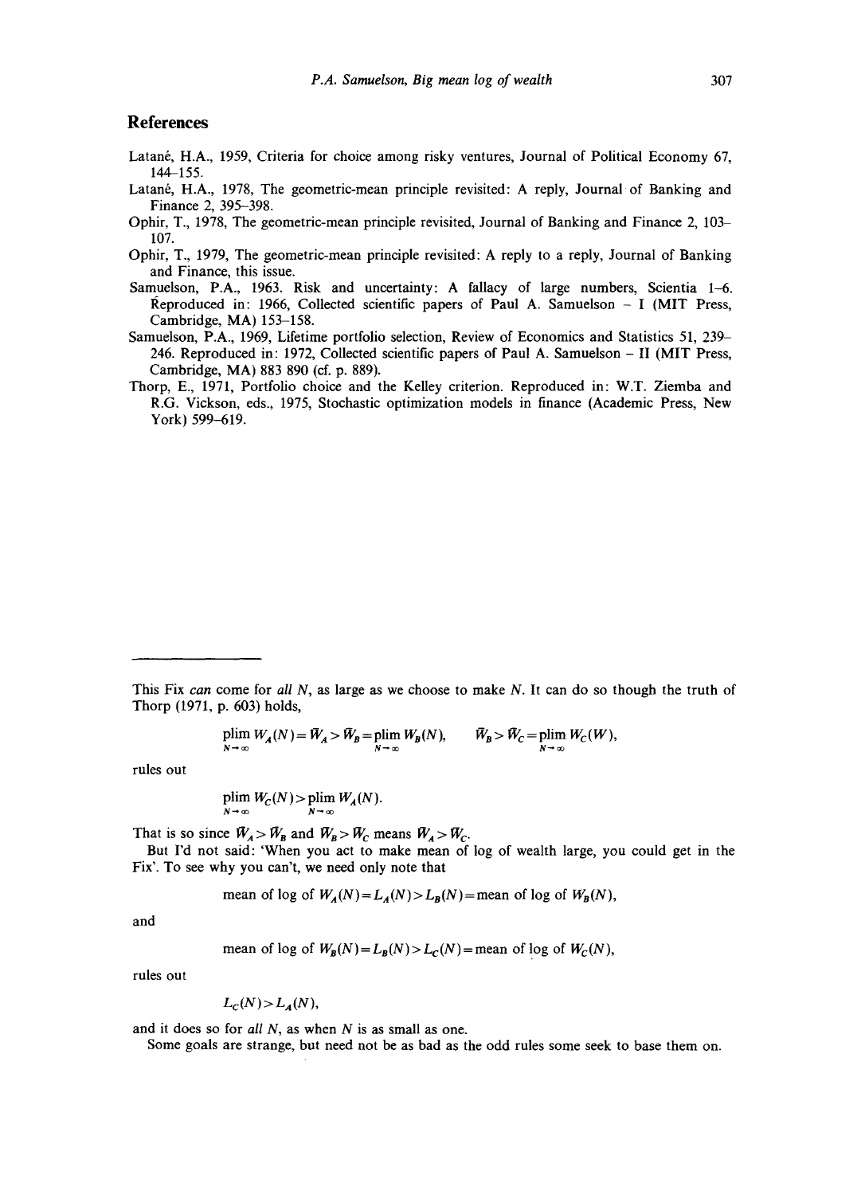## References

Latané, H.A., 1959, Criteria for choice among risky ventures, Journal of Political Economy 67, 144–155.

Latané, H.A., 1978, The geometric-mean principle revisited: A reply, Journal of Banking and Finance 2, 395–398.

Ophir, T., 1978, The geometric-mean principle revisited, Journal of Banking and Finance 2, 103–107.

Ophir, T., 1979, The geometric-mean principle revisited: A reply to a reply, Journal of Banking and Finance, this issue.

Samuelson, P.A., 1963. Risk and uncertainty: A fallacy of large numbers, Scientia 1–6. Reproduced in: 1966, Collected scientific papers of Paul A. Samuelson – I (MIT Press, Cambridge, MA) 153–158.

Samuelson, P.A., 1969, Lifetime portfolio selection, Review of Economics and Statistics 51, 239–246. Reproduced in: 1972, Collected scientific papers of Paul A. Samuelson – II (MIT Press, Cambridge, MA) 883 890 (cf. p. 889).

Thorp, E., 1971, Portfolio choice and the Kelley criterion. Reproduced in: W.T. Ziemba and R.G. Vickson, eds., 1975, Stochastic optimization models in finance (Academic Press, New York) 599–619.

---

This Fix *can* come for *all* $N$, as large as we choose to make $N$. It can do so though the truth of Thorp (1971, p. 603) holds,

$$\operatorname*{plim}_{N\to\infty} W_A(N) = \bar{W}_A > \bar{W}_B = \operatorname*{plim}_{N\to\infty} W_B(N), \qquad \bar{W}_B > \bar{W}_C = \operatorname*{plim}_{N\to\infty} W_C(W),$$

rules out

$$\operatorname*{plim}_{N\to\infty} W_C(N) > \operatorname*{plim}_{N\to\infty} W_A(N).$$

That is so since $\bar{W}_A > \bar{W}_B$ and $\bar{W}_B > \bar{W}_C$ means $\bar{W}_A > \bar{W}_C$.

But I'd not said: 'When you act to make mean of log of wealth large, you could get in the Fix'. To see why you can't, we need only note that

$$\text{mean of log of } W_A(N) = L_A(N) > L_B(N) = \text{mean of log of } W_B(N),$$

and

$$\text{mean of log of } W_B(N) = L_B(N) > L_C(N) = \text{mean of log of } W_C(N),$$

rules out

$$L_C(N) > L_A(N),$$

and it does so for *all* $N$, as when $N$ is as small as one.

Some goals are strange, but need not be as bad as the odd rules some seek to base them on.